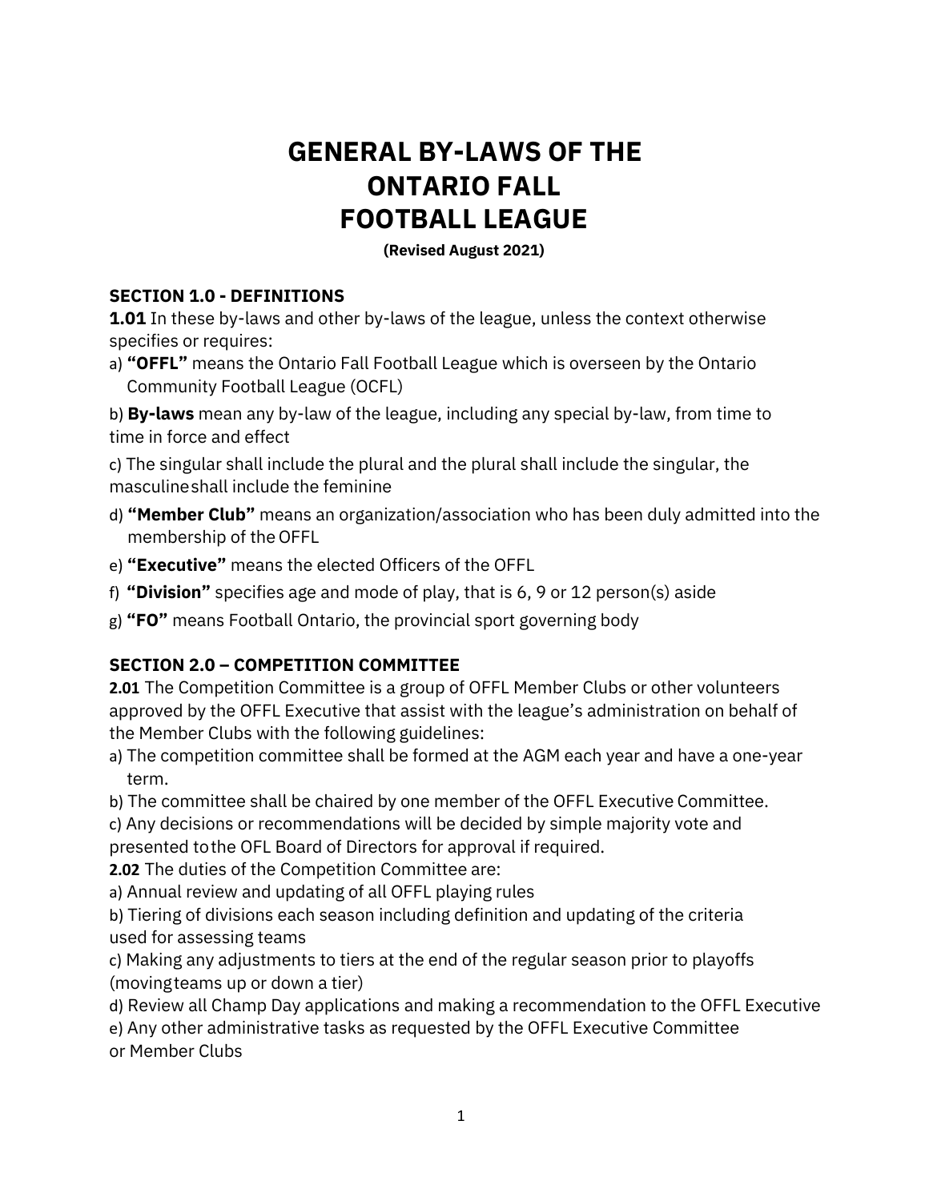# GENERAL BY-LAWS OF THE ONTARIO FALL FOOTBALL LEAGUE

**(Revised August 2021)**

## SECTION 1.0 - DEFINITIONS

**1.01** In these by-laws and other by-laws of the league, unless the context otherwise specifies or requires:

a) **"OFFL"** means the Ontario Fall Football League which is overseen by the Ontario Community Football League (OCFL)

b) **By-laws** mean any by-law of the league, including any special by-law, from time to time in force and effect

c) The singular shall include the plural and the plural shall include the singular, the masculine shall include the feminine

d) **"Member Club"** means an organization/association who has been duly admitted into the membership of the OFFL

e) **"Executive"** means the elected Officers of the OFFL

f) **"Division"** specifies age and mode of play, that is 6, 9 or 12 person(s) aside

g) **"FO"** means Football Ontario, the provincial sport governing body

## SECTION 2.0 – COMPETITION COMMITTEE

**2.01** The Competition Committee is a group of OFFL Member Clubs or other volunteers approved by the OFFL Executive that assist with the league's administration on behalf of the Member Clubs with the following guidelines:

a) The competition committee shall be formed at the AGM each year and have a one-year term.

b) The committee shall be chaired by one member of the OFFL Executive Committee.

c) Any decisions or recommendations will be decided by simple majority vote and presented to the OFL Board of Directors for approval if required.

**2.02** The duties of the Competition Committee are:

a) Annual review and updating of all OFFL playing rules

b) Tiering of divisions each season including definition and updating of the criteria used for assessing teams

c) Making any adjustments to tiers at the end of the regular season prior to playoffs (moving teams up or down a tier)

d) Review all Champ Day applications and making a recommendation to the OFFL Executive

e) Any other administrative tasks as requested by the OFFL Executive Committee or Member Clubs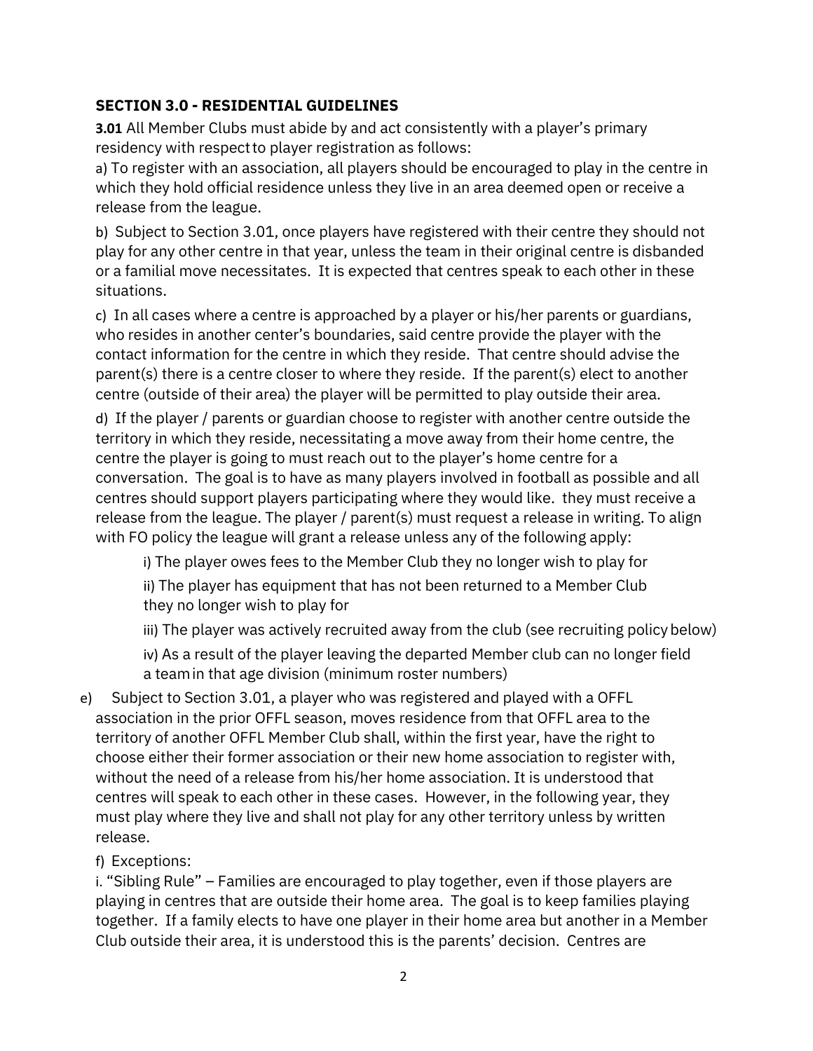## SECTION 3.0 - RESIDENTIAL GUIDELINES

**3.01** All Member Clubs must abide by and act consistently with a player's primary residency with respect to player registration as follows:

a) To register with an association, all players should be encouraged to play in the centre in which they hold official residence unless they live in an area deemed open or receive a release from the league.

b) Subject to Section 3.01, once players have registered with their centre they should not play for any other centre in that year, unless the team in their original centre is disbanded or a familial move necessitates. It is expected that centres speak to each other in these situations.

c) In all cases where a centre is approached by a player or his/her parents or guardians, who resides in another center's boundaries, said centre provide the player with the contact information for the centre in which they reside. That centre should advise the parent(s) there is a centre closer to where they reside. If the parent(s) elect to another centre (outside of their area) the player will be permitted to play outside their area.

d) If the player / parents or guardian choose to register with another centre outside the territory in which they reside, necessitating a move away from their home centre, the centre the player is going to must reach out to the player's home centre for a conversation. The goal is to have as many players involved in football as possible and all centres should support players participating where they would like. they must receive a release from the league. The player / parent(s) must request a release in writing. To align with FO policy the league will grant a release unless any of the following apply:

i) The player owes fees to the Member Club they no longer wish to play for

ii) The player has equipment that has not been returned to a Member Club they no longer wish to play for

iii) The player was actively recruited away from the club (see recruiting policy below)

iv) As a result of the player leaving the departed Member club can no longer field a team in that age division (minimum roster numbers)

e) Subject to Section 3.01, a player who was registered and played with a OFFL association in the prior OFFL season, moves residence from that OFFL area to the territory of another OFFL Member Club shall, within the first year, have the right to choose either their former association or their new home association to register with, without the need of a release from his/her home association. It is understood that centres will speak to each other in these cases. However, in the following year, they must play where they live and shall not play for any other territory unless by written release.

f) Exceptions:

i. "Sibling Rule" – Families are encouraged to play together, even if those players are playing in centres that are outside their home area. The goal is to keep families playing together. If a family elects to have one player in their home area but another in a Member Club outside their area, it is understood this is the parents' decision. Centres are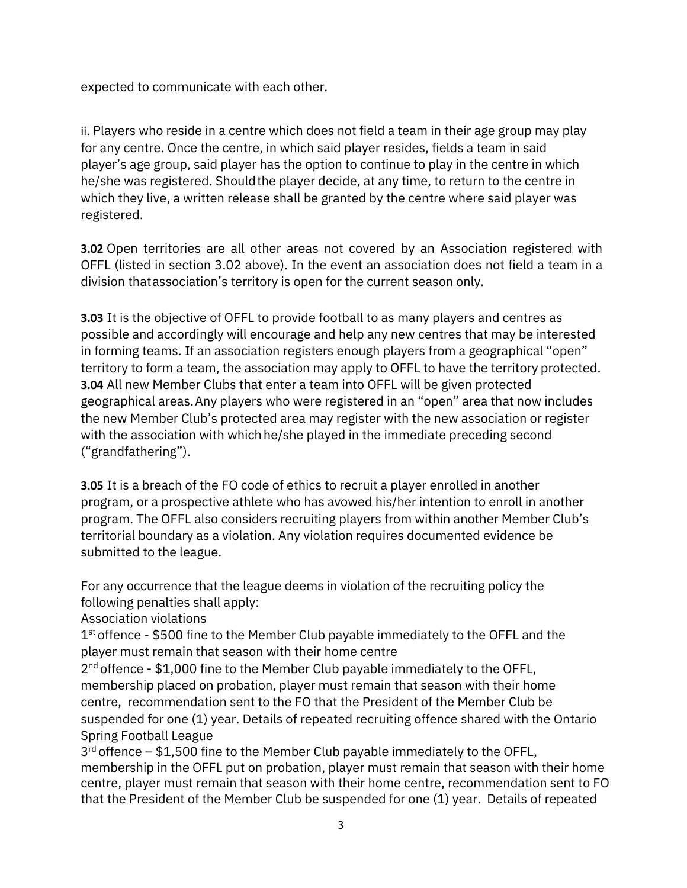expected to communicate with each other.

ii. Players who reside in a centre which does not field a team in their age group may play for any centre. Once the centre, in which said player resides, fields a team in said player's age group, said player has the option to continue to play in the centre in which he/she was registered. Should the player decide, at any time, to return to the centre in which they live, a written release shall be granted by the centre where said player was registered.

**3.02** Open territories are all other areas not covered by an Association registered with OFFL (listed in section 3.02 above). In the event an association does not field a team in a division that association's territory is open for the current season only.

**3.03** It is the objective of OFFL to provide football to as many players and centres as possible and accordingly will encourage and help any new centres that may be interested in forming teams. If an association registers enough players from a geographical "open" territory to form a team, the association may apply to OFFL to have the territory protected.
**3.04** All new Member Clubs that enter a team into OFFL will be given protected geographical areas. Any players who were registered in an "open" area that now includes the new Member Club's protected area may register with the new association or register with the association with which he/she played in the immediate preceding second ("grandfathering").

**3.05** It is a breach of the FO code of ethics to recruit a player enrolled in another program, or a prospective athlete who has avowed his/her intention to enroll in another program. The OFFL also considers recruiting players from within another Member Club's territorial boundary as a violation. Any violation requires documented evidence be submitted to the league.

For any occurrence that the league deems in violation of the recruiting policy the following penalties shall apply:
Association violations
1st offence - $500 fine to the Member Club payable immediately to the OFFL and the player must remain that season with their home centre
2nd offence - $1,000 fine to the Member Club payable immediately to the OFFL, membership placed on probation, player must remain that season with their home centre, recommendation sent to the FO that the President of the Member Club be suspended for one (1) year. Details of repeated recruiting offence shared with the Ontario Spring Football League
3rd offence – $1,500 fine to the Member Club payable immediately to the OFFL, membership in the OFFL put on probation, player must remain that season with their home centre, player must remain that season with their home centre, recommendation sent to FO that the President of the Member Club be suspended for one (1) year. Details of repeated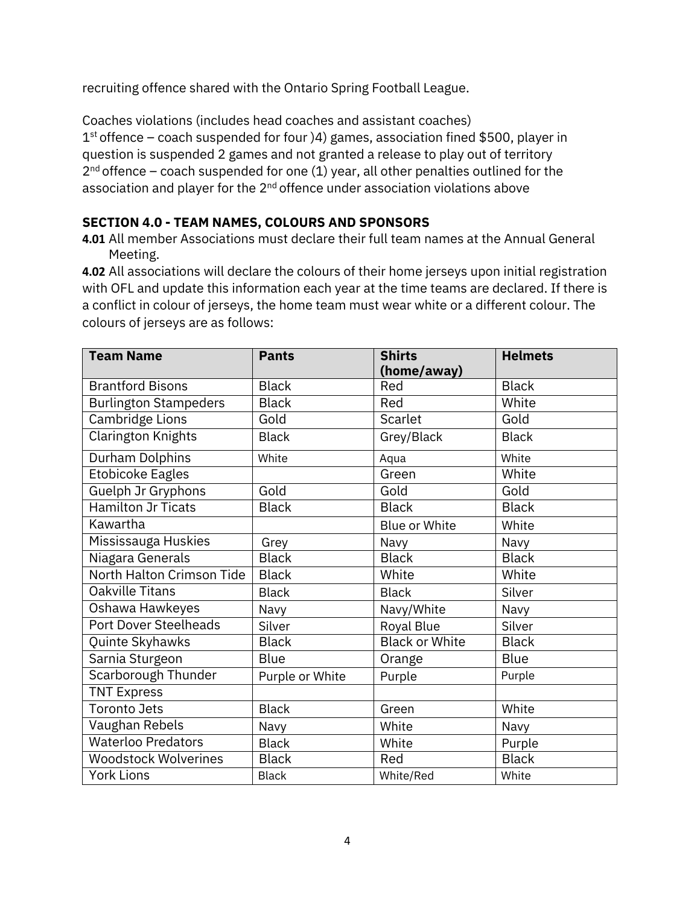recruiting offence shared with the Ontario Spring Football League.

Coaches violations (includes head coaches and assistant coaches)
1st offence – coach suspended for four )4) games, association fined $500, player in question is suspended 2 games and not granted a release to play out of territory
2nd offence – coach suspended for one (1) year, all other penalties outlined for the association and player for the 2nd offence under association violations above

**SECTION 4.0 - TEAM NAMES, COLOURS AND SPONSORS**

**4.01** All member Associations must declare their full team names at the Annual General Meeting.

**4.02** All associations will declare the colours of their home jerseys upon initial registration with OFL and update this information each year at the time teams are declared. If there is a conflict in colour of jerseys, the home team must wear white or a different colour. The colours of jerseys are as follows:

| Team Name | Pants | Shirts (home/away) | Helmets |
|---|---|---|---|
| Brantford Bisons | Black | Red | Black |
| Burlington Stampeders | Black | Red | White |
| Cambridge Lions | Gold | Scarlet | Gold |
| Clarington Knights | Black | Grey/Black | Black |
| Durham Dolphins | White | Aqua | White |
| Etobicoke Eagles | | Green | White |
| Guelph Jr Gryphons | Gold | Gold | Gold |
| Hamilton Jr Ticats | Black | Black | Black |
| Kawartha | | Blue or White | White |
| Mississauga Huskies | Grey | Navy | Navy |
| Niagara Generals | Black | Black | Black |
| North Halton Crimson Tide | Black | White | White |
| Oakville Titans | Black | Black | Silver |
| Oshawa Hawkeyes | Navy | Navy/White | Navy |
| Port Dover Steelheads | Silver | Royal Blue | Silver |
| Quinte Skyhawks | Black | Black or White | Black |
| Sarnia Sturgeon | Blue | Orange | Blue |
| Scarborough Thunder | Purple or White | Purple | Purple |
| TNT Express | | | |
| Toronto Jets | Black | Green | White |
| Vaughan Rebels | Navy | White | Navy |
| Waterloo Predators | Black | White | Purple |
| Woodstock Wolverines | Black | Red | Black |
| York Lions | Black | White/Red | White |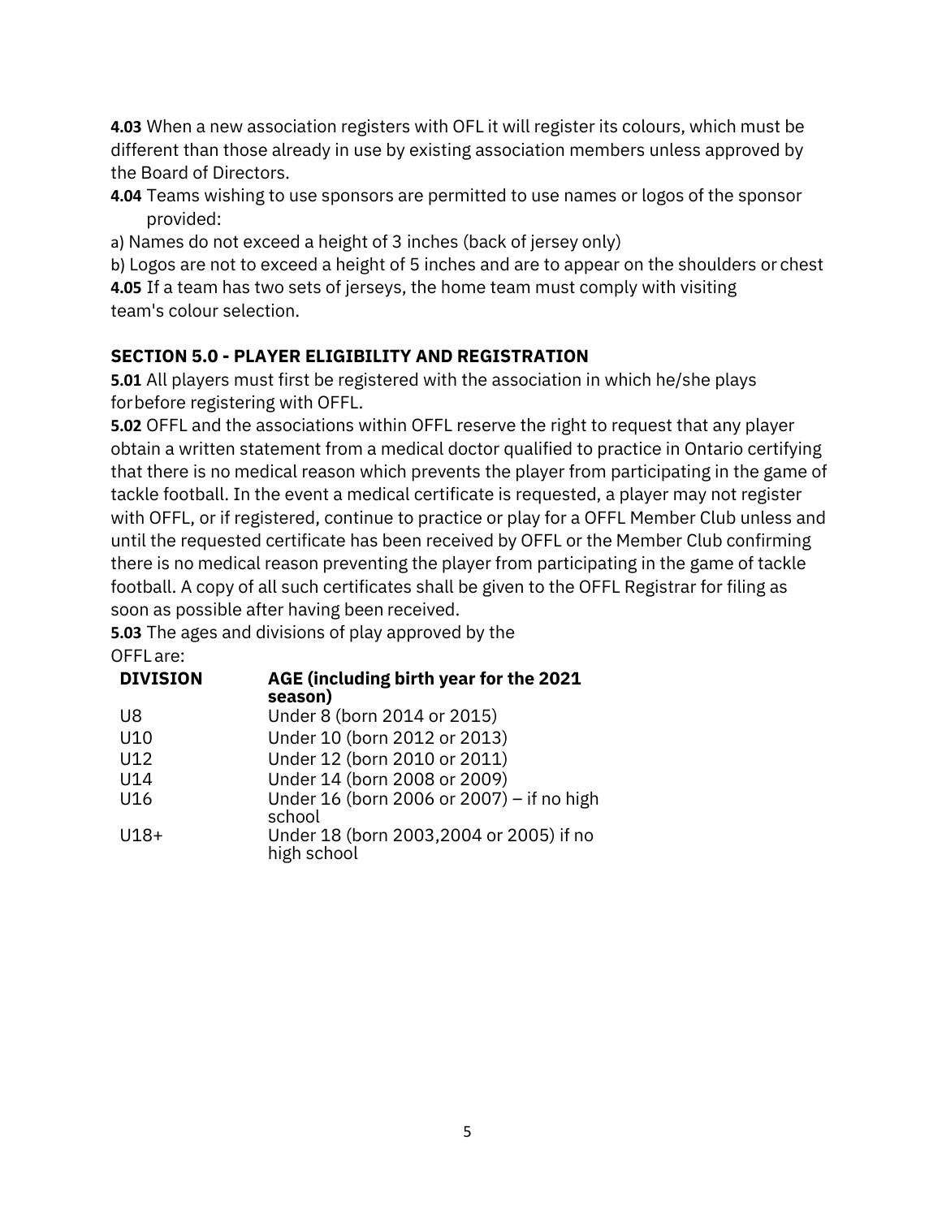**4.03** When a new association registers with OFL it will register its colours, which must be different than those already in use by existing association members unless approved by the Board of Directors.

**4.04** Teams wishing to use sponsors are permitted to use names or logos of the sponsor provided:

a) Names do not exceed a height of 3 inches (back of jersey only)

b) Logos are not to exceed a height of 5 inches and are to appear on the shoulders or chest

**4.05** If a team has two sets of jerseys, the home team must comply with visiting team's colour selection.

## SECTION 5.0 - PLAYER ELIGIBILITY AND REGISTRATION

**5.01** All players must first be registered with the association in which he/she plays forbefore registering with OFFL.

**5.02** OFFL and the associations within OFFL reserve the right to request that any player obtain a written statement from a medical doctor qualified to practice in Ontario certifying that there is no medical reason which prevents the player from participating in the game of tackle football. In the event a medical certificate is requested, a player may not register with OFFL, or if registered, continue to practice or play for a OFFL Member Club unless and until the requested certificate has been received by OFFL or the Member Club confirming there is no medical reason preventing the player from participating in the game of tackle football. A copy of all such certificates shall be given to the OFFL Registrar for filing as soon as possible after having been received.

**5.03** The ages and divisions of play approved by the OFFL are:

| DIVISION | AGE (including birth year for the 2021 season) |
|---|---|
| U8 | Under 8 (born 2014 or 2015) |
| U10 | Under 10 (born 2012 or 2013) |
| U12 | Under 12 (born 2010 or 2011) |
| U14 | Under 14 (born 2008 or 2009) |
| U16 | Under 16 (born 2006 or 2007) – if no high school |
| U18+ | Under 18 (born 2003,2004 or 2005) if no high school |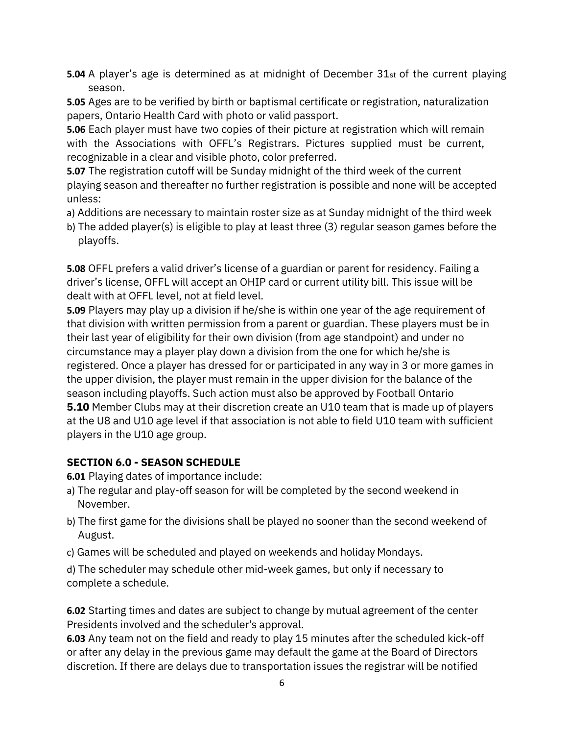**5.04** A player's age is determined as at midnight of December 31st of the current playing season.

**5.05** Ages are to be verified by birth or baptismal certificate or registration, naturalization papers, Ontario Health Card with photo or valid passport.

**5.06** Each player must have two copies of their picture at registration which will remain with the Associations with OFFL's Registrars. Pictures supplied must be current, recognizable in a clear and visible photo, color preferred.

**5.07** The registration cutoff will be Sunday midnight of the third week of the current playing season and thereafter no further registration is possible and none will be accepted unless:

a) Additions are necessary to maintain roster size as at Sunday midnight of the third week

b) The added player(s) is eligible to play at least three (3) regular season games before the playoffs.

**5.08** OFFL prefers a valid driver's license of a guardian or parent for residency. Failing a driver's license, OFFL will accept an OHIP card or current utility bill. This issue will be dealt with at OFFL level, not at field level.

**5.09** Players may play up a division if he/she is within one year of the age requirement of that division with written permission from a parent or guardian. These players must be in their last year of eligibility for their own division (from age standpoint) and under no circumstance may a player play down a division from the one for which he/she is registered. Once a player has dressed for or participated in any way in 3 or more games in the upper division, the player must remain in the upper division for the balance of the season including playoffs. Such action must also be approved by Football Ontario

**5.10** Member Clubs may at their discretion create an U10 team that is made up of players at the U8 and U10 age level if that association is not able to field U10 team with sufficient players in the U10 age group.

## SECTION 6.0 - SEASON SCHEDULE

**6.01** Playing dates of importance include:

a) The regular and play-off season for will be completed by the second weekend in November.

b) The first game for the divisions shall be played no sooner than the second weekend of August.

c) Games will be scheduled and played on weekends and holiday Mondays.

d) The scheduler may schedule other mid-week games, but only if necessary to complete a schedule.

**6.02** Starting times and dates are subject to change by mutual agreement of the center Presidents involved and the scheduler's approval.

**6.03** Any team not on the field and ready to play 15 minutes after the scheduled kick-off or after any delay in the previous game may default the game at the Board of Directors discretion. If there are delays due to transportation issues the registrar will be notified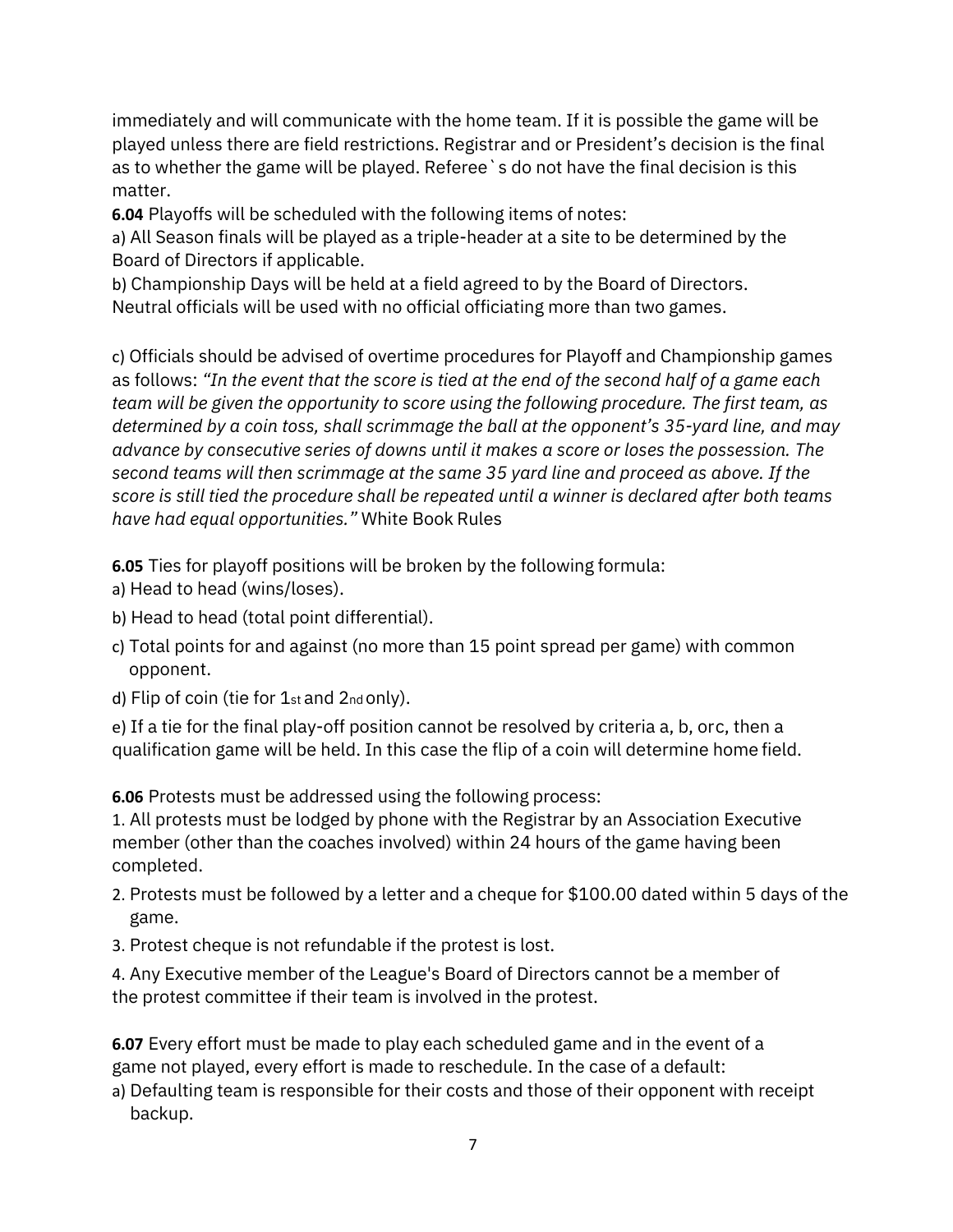immediately and will communicate with the home team. If it is possible the game will be played unless there are field restrictions. Registrar and or President's decision is the final as to whether the game will be played. Referee`s do not have the final decision is this matter.

**6.04** Playoffs will be scheduled with the following items of notes:

a) All Season finals will be played as a triple-header at a site to be determined by the Board of Directors if applicable.

b) Championship Days will be held at a field agreed to by the Board of Directors. Neutral officials will be used with no official officiating more than two games.

c) Officials should be advised of overtime procedures for Playoff and Championship games as follows: *"In the event that the score is tied at the end of the second half of a game each team will be given the opportunity to score using the following procedure. The first team, as determined by a coin toss, shall scrimmage the ball at the opponent's 35-yard line, and may advance by consecutive series of downs until it makes a score or loses the possession. The second teams will then scrimmage at the same 35 yard line and proceed as above. If the score is still tied the procedure shall be repeated until a winner is declared after both teams have had equal opportunities."* White Book Rules

**6.05** Ties for playoff positions will be broken by the following formula:

a) Head to head (wins/loses).

b) Head to head (total point differential).

c) Total points for and against (no more than 15 point spread per game) with common opponent.

d) Flip of coin (tie for 1st and 2nd only).

e) If a tie for the final play-off position cannot be resolved by criteria a, b, or c, then a qualification game will be held. In this case the flip of a coin will determine home field.

**6.06** Protests must be addressed using the following process:

1. All protests must be lodged by phone with the Registrar by an Association Executive member (other than the coaches involved) within 24 hours of the game having been completed.
2. Protests must be followed by a letter and a cheque for $100.00 dated within 5 days of the game.
3. Protest cheque is not refundable if the protest is lost.
4. Any Executive member of the League's Board of Directors cannot be a member of the protest committee if their team is involved in the protest.

**6.07** Every effort must be made to play each scheduled game and in the event of a game not played, every effort is made to reschedule. In the case of a default:

a) Defaulting team is responsible for their costs and those of their opponent with receipt backup.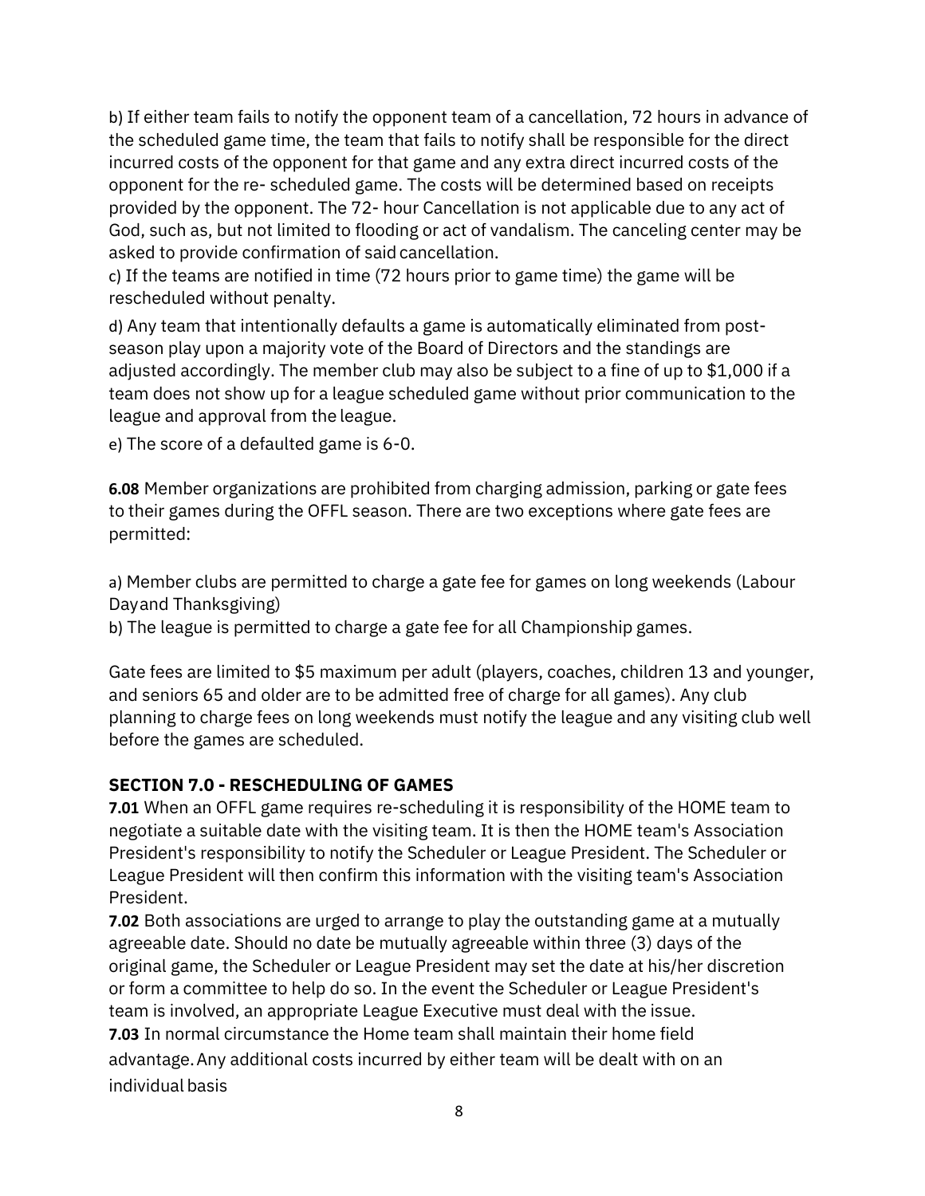b) If either team fails to notify the opponent team of a cancellation, 72 hours in advance of the scheduled game time, the team that fails to notify shall be responsible for the direct incurred costs of the opponent for that game and any extra direct incurred costs of the opponent for the re- scheduled game. The costs will be determined based on receipts provided by the opponent. The 72- hour Cancellation is not applicable due to any act of God, such as, but not limited to flooding or act of vandalism. The canceling center may be asked to provide confirmation of said cancellation.

c) If the teams are notified in time (72 hours prior to game time) the game will be rescheduled without penalty.

d) Any team that intentionally defaults a game is automatically eliminated from post-season play upon a majority vote of the Board of Directors and the standings are adjusted accordingly. The member club may also be subject to a fine of up to $1,000 if a team does not show up for a league scheduled game without prior communication to the league and approval from the league.

e) The score of a defaulted game is 6-0.

**6.08** Member organizations are prohibited from charging admission, parking or gate fees to their games during the OFFL season. There are two exceptions where gate fees are permitted:

a) Member clubs are permitted to charge a gate fee for games on long weekends (Labour Day and Thanksgiving)
b) The league is permitted to charge a gate fee for all Championship games.

Gate fees are limited to $5 maximum per adult (players, coaches, children 13 and younger, and seniors 65 and older are to be admitted free of charge for all games). Any club planning to charge fees on long weekends must notify the league and any visiting club well before the games are scheduled.

## SECTION 7.0 - RESCHEDULING OF GAMES

**7.01** When an OFFL game requires re-scheduling it is responsibility of the HOME team to negotiate a suitable date with the visiting team. It is then the HOME team's Association President's responsibility to notify the Scheduler or League President. The Scheduler or League President will then confirm this information with the visiting team's Association President.

**7.02** Both associations are urged to arrange to play the outstanding game at a mutually agreeable date. Should no date be mutually agreeable within three (3) days of the original game, the Scheduler or League President may set the date at his/her discretion or form a committee to help do so. In the event the Scheduler or League President's team is involved, an appropriate League Executive must deal with the issue.

**7.03** In normal circumstance the Home team shall maintain their home field advantage. Any additional costs incurred by either team will be dealt with on an individual basis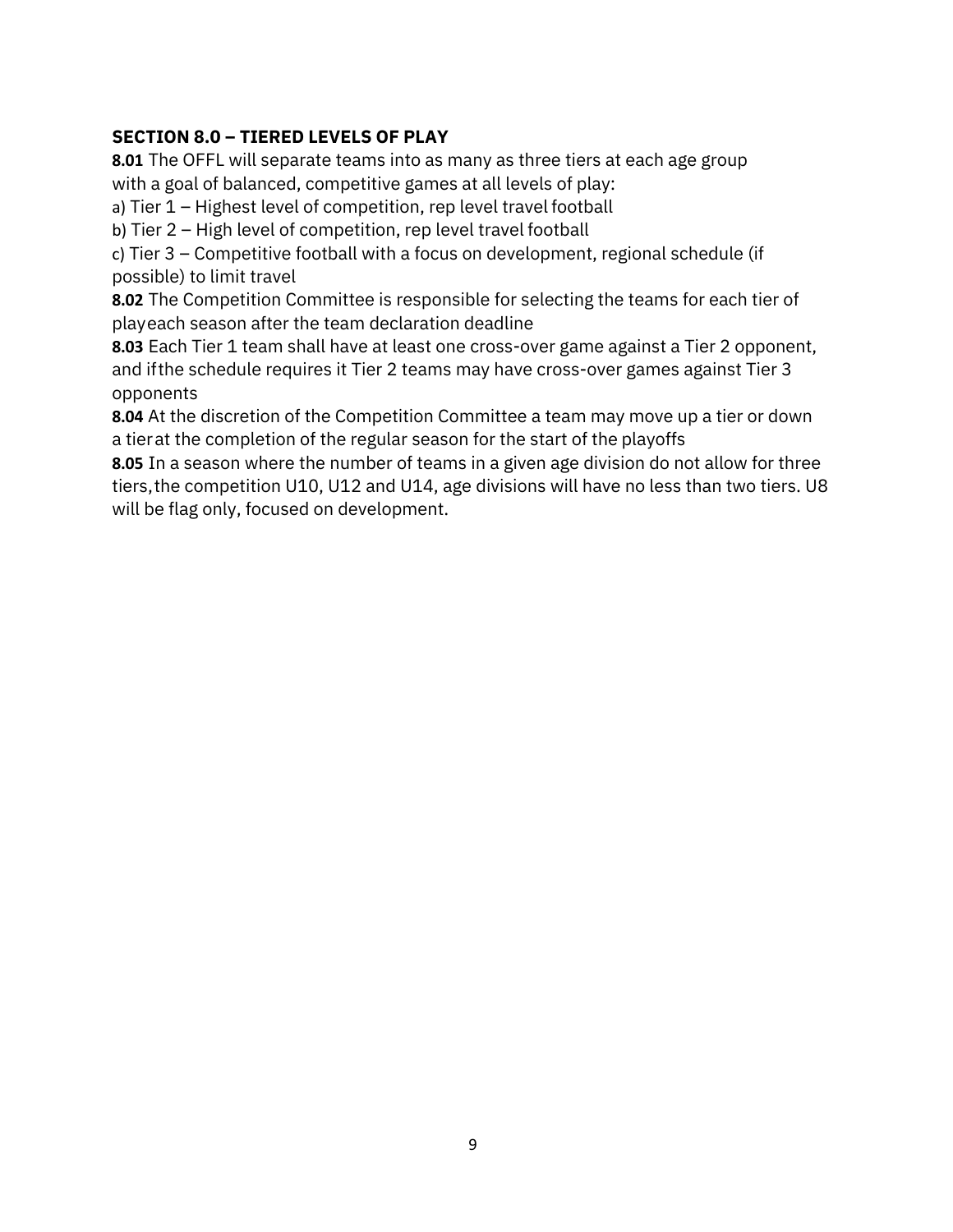**SECTION 8.0 – TIERED LEVELS OF PLAY**

**8.01** The OFFL will separate teams into as many as three tiers at each age group with a goal of balanced, competitive games at all levels of play:

a) Tier 1 – Highest level of competition, rep level travel football

b) Tier 2 – High level of competition, rep level travel football

c) Tier 3 – Competitive football with a focus on development, regional schedule (if possible) to limit travel

**8.02** The Competition Committee is responsible for selecting the teams for each tier of play each season after the team declaration deadline

**8.03** Each Tier 1 team shall have at least one cross-over game against a Tier 2 opponent, and if the schedule requires it Tier 2 teams may have cross-over games against Tier 3 opponents

**8.04** At the discretion of the Competition Committee a team may move up a tier or down a tier at the completion of the regular season for the start of the playoffs

**8.05** In a season where the number of teams in a given age division do not allow for three tiers, the competition U10, U12 and U14, age divisions will have no less than two tiers. U8 will be flag only, focused on development.